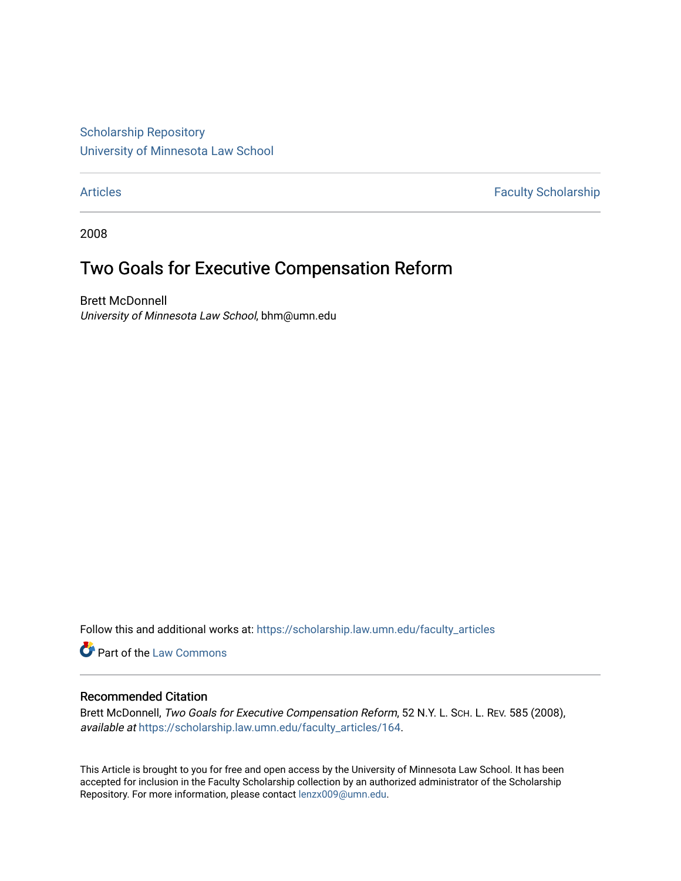Scholarship Repository
University of Minnesota Law School

Articles | Faculty Scholarship

2008

# Two Goals for Executive Compensation Reform

Brett McDonnell
*University of Minnesota Law School*, bhm@umn.edu

Follow this and additional works at: https://scholarship.law.umn.edu/faculty_articles

Part of the Law Commons

## Recommended Citation

Brett McDonnell, *Two Goals for Executive Compensation Reform*, 52 N.Y. L. Sch. L. Rev. 585 (2008), *available at* https://scholarship.law.umn.edu/faculty_articles/164.

This Article is brought to you for free and open access by the University of Minnesota Law School. It has been accepted for inclusion in the Faculty Scholarship collection by an authorized administrator of the Scholarship Repository. For more information, please contact lenzx009@umn.edu.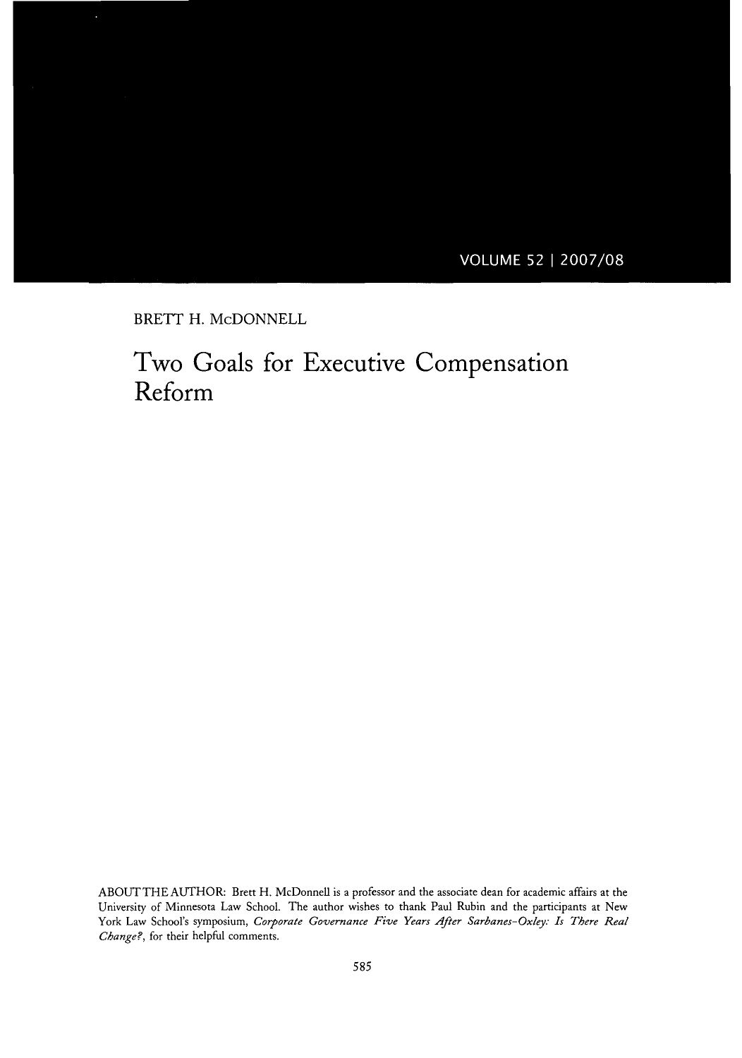BRETT H. McDONNELL

# Two Goals for Executive Compensation Reform

ABOUT THE AUTHOR: Brett H. McDonnell is a professor and the associate dean for academic affairs at the University of Minnesota Law School. The author wishes to thank Paul Rubin and the participants at New York Law School's symposium, *Corporate Governance Five Years After Sarbanes-Oxley: Is There Real Change?*, for their helpful comments.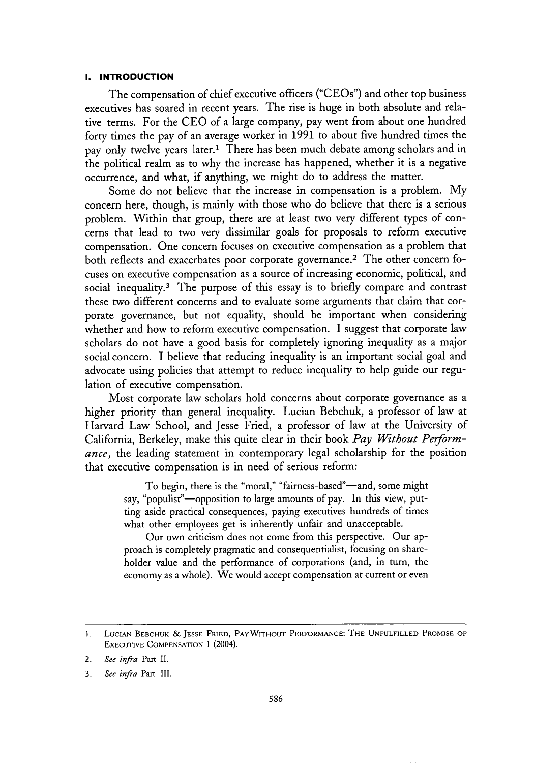## I. INTRODUCTION

The compensation of chief executive officers ("CEOs") and other top business executives has soared in recent years. The rise is huge in both absolute and relative terms. For the CEO of a large company, pay went from about one hundred forty times the pay of an average worker in 1991 to about five hundred times the pay only twelve years later.[1] There has been much debate among scholars and in the political realm as to why the increase has happened, whether it is a negative occurrence, and what, if anything, we might do to address the matter.

Some do not believe that the increase in compensation is a problem. My concern here, though, is mainly with those who do believe that there is a serious problem. Within that group, there are at least two very different types of concerns that lead to two very dissimilar goals for proposals to reform executive compensation. One concern focuses on executive compensation as a problem that both reflects and exacerbates poor corporate governance.[2] The other concern focuses on executive compensation as a source of increasing economic, political, and social inequality.[3] The purpose of this essay is to briefly compare and contrast these two different concerns and to evaluate some arguments that claim that corporate governance, but not equality, should be important when considering whether and how to reform executive compensation. I suggest that corporate law scholars do not have a good basis for completely ignoring inequality as a major social concern. I believe that reducing inequality is an important social goal and advocate using policies that attempt to reduce inequality to help guide our regulation of executive compensation.

Most corporate law scholars hold concerns about corporate governance as a higher priority than general inequality. Lucian Bebchuk, a professor of law at Harvard Law School, and Jesse Fried, a professor of law at the University of California, Berkeley, make this quite clear in their book *Pay Without Performance*, the leading statement in contemporary legal scholarship for the position that executive compensation is in need of serious reform:

> To begin, there is the "moral," "fairness-based"—and, some might say, "populist"—opposition to large amounts of pay. In this view, putting aside practical consequences, paying executives hundreds of times what other employees get is inherently unfair and unacceptable.
>
> Our own criticism does not come from this perspective. Our approach is completely pragmatic and consequentialist, focusing on shareholder value and the performance of corporations (and, in turn, the economy as a whole). We would accept compensation at current or even

---

1. LUCIAN BEBCHUK & JESSE FRIED, PAY WITHOUT PERFORMANCE: THE UNFULFILLED PROMISE OF EXECUTIVE COMPENSATION 1 (2004).
2. *See infra* Part II.
3. *See infra* Part III.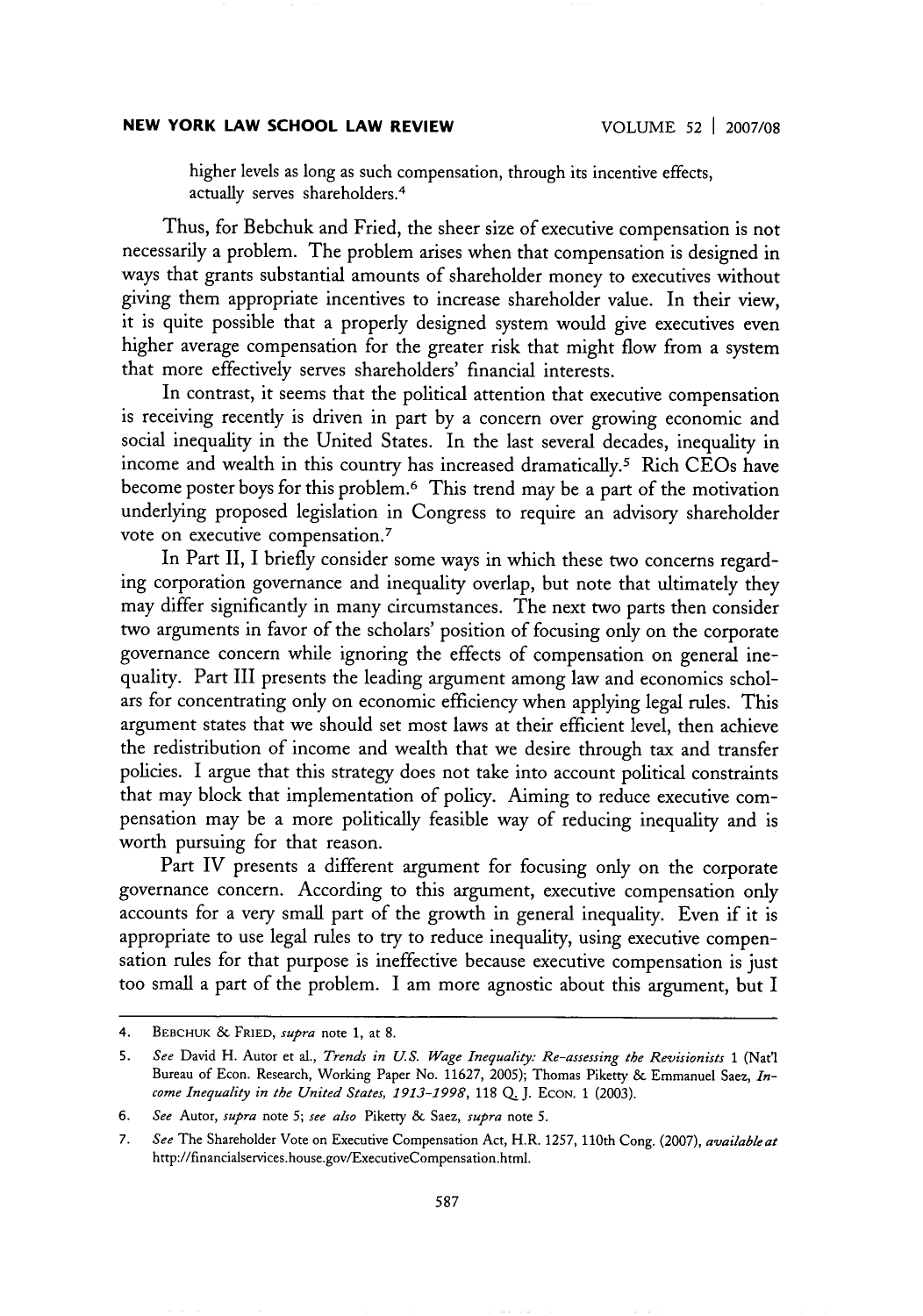higher levels as long as such compensation, through its incentive effects, actually serves shareholders.[4]

Thus, for Bebchuk and Fried, the sheer size of executive compensation is not necessarily a problem. The problem arises when that compensation is designed in ways that grants substantial amounts of shareholder money to executives without giving them appropriate incentives to increase shareholder value. In their view, it is quite possible that a properly designed system would give executives even higher average compensation for the greater risk that might flow from a system that more effectively serves shareholders' financial interests.

In contrast, it seems that the political attention that executive compensation is receiving recently is driven in part by a concern over growing economic and social inequality in the United States. In the last several decades, inequality in income and wealth in this country has increased dramatically.[5] Rich CEOs have become poster boys for this problem.[6] This trend may be a part of the motivation underlying proposed legislation in Congress to require an advisory shareholder vote on executive compensation.[7]

In Part II, I briefly consider some ways in which these two concerns regarding corporation governance and inequality overlap, but note that ultimately they may differ significantly in many circumstances. The next two parts then consider two arguments in favor of the scholars' position of focusing only on the corporate governance concern while ignoring the effects of compensation on general inequality. Part III presents the leading argument among law and economics scholars for concentrating only on economic efficiency when applying legal rules. This argument states that we should set most laws at their efficient level, then achieve the redistribution of income and wealth that we desire through tax and transfer policies. I argue that this strategy does not take into account political constraints that may block that implementation of policy. Aiming to reduce executive compensation may be a more politically feasible way of reducing inequality and is worth pursuing for that reason.

Part IV presents a different argument for focusing only on the corporate governance concern. According to this argument, executive compensation only accounts for a very small part of the growth in general inequality. Even if it is appropriate to use legal rules to try to reduce inequality, using executive compensation rules for that purpose is ineffective because executive compensation is just too small a part of the problem. I am more agnostic about this argument, but I

---

4. BEBCHUK & FRIED, *supra* note 1, at 8.

5. *See* David H. Autor et al., *Trends in U.S. Wage Inequality: Re-assessing the Revisionists* 1 (Nat'l Bureau of Econ. Research, Working Paper No. 11627, 2005); Thomas Piketty & Emmanuel Saez, *Income Inequality in the United States, 1913-1998*, 118 Q. J. ECON. 1 (2003).

6. *See* Autor, *supra* note 5; *see also* Piketty & Saez, *supra* note 5.

7. *See* The Shareholder Vote on Executive Compensation Act, H.R. 1257, 110th Cong. (2007), *available at* http://financialservices.house.gov/ExecutiveCompensation.html.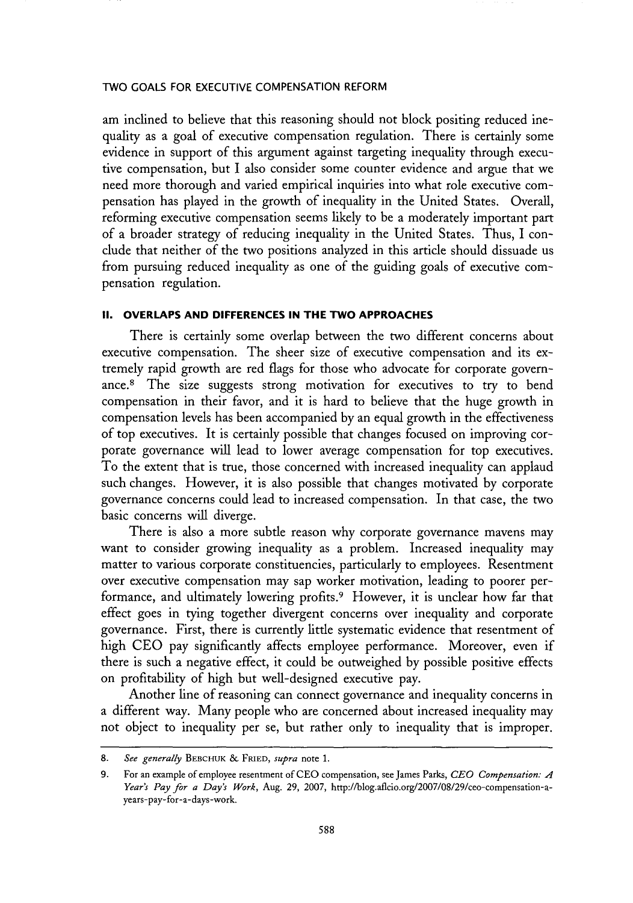am inclined to believe that this reasoning should not block positing reduced inequality as a goal of executive compensation regulation. There is certainly some evidence in support of this argument against targeting inequality through executive compensation, but I also consider some counter evidence and argue that we need more thorough and varied empirical inquiries into what role executive compensation has played in the growth of inequality in the United States. Overall, reforming executive compensation seems likely to be a moderately important part of a broader strategy of reducing inequality in the United States. Thus, I conclude that neither of the two positions analyzed in this article should dissuade us from pursuing reduced inequality as one of the guiding goals of executive compensation regulation.

## II. OVERLAPS AND DIFFERENCES IN THE TWO APPROACHES

There is certainly some overlap between the two different concerns about executive compensation. The sheer size of executive compensation and its extremely rapid growth are red flags for those who advocate for corporate governance.[8] The size suggests strong motivation for executives to try to bend compensation in their favor, and it is hard to believe that the huge growth in compensation levels has been accompanied by an equal growth in the effectiveness of top executives. It is certainly possible that changes focused on improving corporate governance will lead to lower average compensation for top executives. To the extent that is true, those concerned with increased inequality can applaud such changes. However, it is also possible that changes motivated by corporate governance concerns could lead to increased compensation. In that case, the two basic concerns will diverge.

There is also a more subtle reason why corporate governance mavens may want to consider growing inequality as a problem. Increased inequality may matter to various corporate constituencies, particularly to employees. Resentment over executive compensation may sap worker motivation, leading to poorer performance, and ultimately lowering profits.[9] However, it is unclear how far that effect goes in tying together divergent concerns over inequality and corporate governance. First, there is currently little systematic evidence that resentment of high CEO pay significantly affects employee performance. Moreover, even if there is such a negative effect, it could be outweighed by possible positive effects on profitability of high but well-designed executive pay.

Another line of reasoning can connect governance and inequality concerns in a different way. Many people who are concerned about increased inequality may not object to inequality per se, but rather only to inequality that is improper.

---

8. *See generally* BEBCHUK & FRIED, *supra* note 1.

9. For an example of employee resentment of CEO compensation, see James Parks, *CEO Compensation: A Year's Pay for a Day's Work*, Aug. 29, 2007, http://blog.aflcio.org/2007/08/29/ceo-compensation-a-years-pay-for-a-days-work.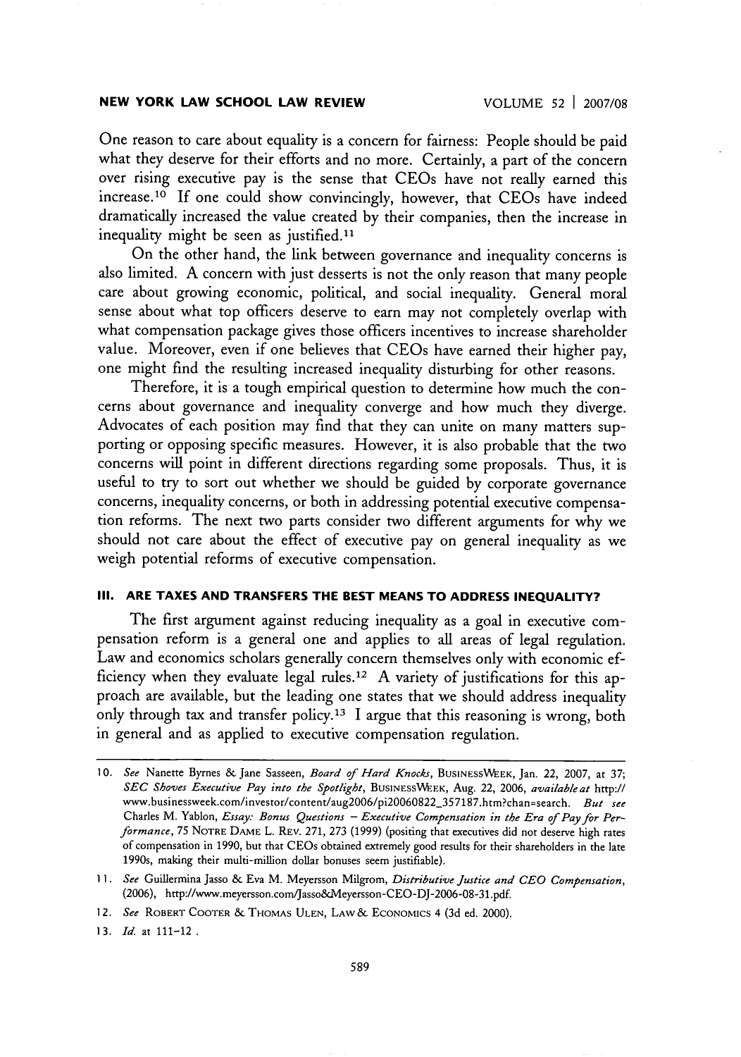One reason to care about equality is a concern for fairness: People should be paid what they deserve for their efforts and no more. Certainly, a part of the concern over rising executive pay is the sense that CEOs have not really earned this increase.[10] If one could show convincingly, however, that CEOs have indeed dramatically increased the value created by their companies, then the increase in inequality might be seen as justified.[11]

On the other hand, the link between governance and inequality concerns is also limited. A concern with just desserts is not the only reason that many people care about growing economic, political, and social inequality. General moral sense about what top officers deserve to earn may not completely overlap with what compensation package gives those officers incentives to increase shareholder value. Moreover, even if one believes that CEOs have earned their higher pay, one might find the resulting increased inequality disturbing for other reasons.

Therefore, it is a tough empirical question to determine how much the concerns about governance and inequality converge and how much they diverge. Advocates of each position may find that they can unite on many matters supporting or opposing specific measures. However, it is also probable that the two concerns will point in different directions regarding some proposals. Thus, it is useful to try to sort out whether we should be guided by corporate governance concerns, inequality concerns, or both in addressing potential executive compensation reforms. The next two parts consider two different arguments for why we should not care about the effect of executive pay on general inequality as we weigh potential reforms of executive compensation.

## III. ARE TAXES AND TRANSFERS THE BEST MEANS TO ADDRESS INEQUALITY?

The first argument against reducing inequality as a goal in executive compensation reform is a general one and applies to all areas of legal regulation. Law and economics scholars generally concern themselves only with economic efficiency when they evaluate legal rules.[12] A variety of justifications for this approach are available, but the leading one states that we should address inequality only through tax and transfer policy.[13] I argue that this reasoning is wrong, both in general and as applied to executive compensation regulation.

---

10. *See* Nanette Byrnes & Jane Sasseen, *Board of Hard Knocks*, BUSINESSWEEK, Jan. 22, 2007, at 37; *SEC Shoves Executive Pay into the Spotlight*, BUSINESSWEEK, Aug. 22, 2006, *available at* http://www.businessweek.com/investor/content/aug2006/pi20060822_357187.htm?chan=search. *But see* Charles M. Yablon, *Essay: Bonus Questions – Executive Compensation in the Era of Pay for Performance*, 75 NOTRE DAME L. REV. 271, 273 (1999) (positing that executives did not deserve high rates of compensation in 1990, but that CEOs obtained extremely good results for their shareholders in the late 1990s, making their multi-million dollar bonuses seem justifiable).

11. *See* Guillermina Jasso & Eva M. Meyersson Milgrom, *Distributive Justice and CEO Compensation*, (2006), http://www.meyersson.com/Jasso&Meyersson-CEO-DJ-2006-08-31.pdf.

12. *See* ROBERT COOTER & THOMAS ULEN, LAW & ECONOMICS 4 (3d ed. 2000).

13. *Id.* at 111–12 .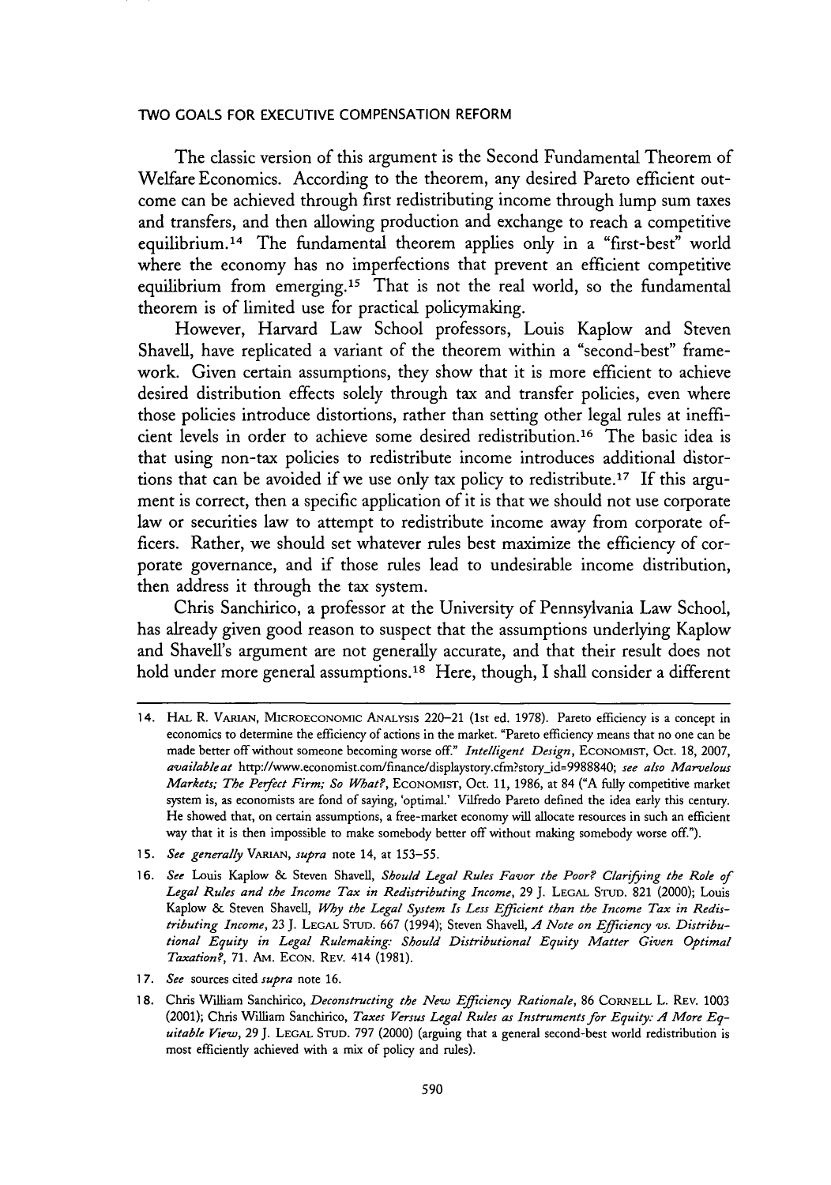The classic version of this argument is the Second Fundamental Theorem of Welfare Economics. According to the theorem, any desired Pareto efficient outcome can be achieved through first redistributing income through lump sum taxes and transfers, and then allowing production and exchange to reach a competitive equilibrium.[14] The fundamental theorem applies only in a "first-best" world where the economy has no imperfections that prevent an efficient competitive equilibrium from emerging.[15] That is not the real world, so the fundamental theorem is of limited use for practical policymaking.

However, Harvard Law School professors, Louis Kaplow and Steven Shavell, have replicated a variant of the theorem within a "second-best" framework. Given certain assumptions, they show that it is more efficient to achieve desired distribution effects solely through tax and transfer policies, even where those policies introduce distortions, rather than setting other legal rules at inefficient levels in order to achieve some desired redistribution.[16] The basic idea is that using non-tax policies to redistribute income introduces additional distortions that can be avoided if we use only tax policy to redistribute.[17] If this argument is correct, then a specific application of it is that we should not use corporate law or securities law to attempt to redistribute income away from corporate officers. Rather, we should set whatever rules best maximize the efficiency of corporate governance, and if those rules lead to undesirable income distribution, then address it through the tax system.

Chris Sanchirico, a professor at the University of Pennsylvania Law School, has already given good reason to suspect that the assumptions underlying Kaplow and Shavell's argument are not generally accurate, and that their result does not hold under more general assumptions.[18] Here, though, I shall consider a different

---

14. HAL R. VARIAN, MICROECONOMIC ANALYSIS 220–21 (1st ed. 1978). Pareto efficiency is a concept in economics to determine the efficiency of actions in the market. "Pareto efficiency means that no one can be made better off without someone becoming worse off." *Intelligent Design*, ECONOMIST, Oct. 18, 2007, *available at* http://www.economist.com/finance/displaystory.cfm?story_id=9988840; *see also Marvelous Markets; The Perfect Firm; So What?*, ECONOMIST, Oct. 11, 1986, at 84 ("A fully competitive market system is, as economists are fond of saying, 'optimal.' Vilfredo Pareto defined the idea early this century. He showed that, on certain assumptions, a free-market economy will allocate resources in such an efficient way that it is then impossible to make somebody better off without making somebody worse off.").

15. *See generally* VARIAN, *supra* note 14, at 153–55.

16. *See* Louis Kaplow & Steven Shavell, *Should Legal Rules Favor the Poor? Clarifying the Role of Legal Rules and the Income Tax in Redistributing Income*, 29 J. LEGAL STUD. 821 (2000); Louis Kaplow & Steven Shavell, *Why the Legal System Is Less Efficient than the Income Tax in Redistributing Income*, 23 J. LEGAL STUD. 667 (1994); Steven Shavell, *A Note on Efficiency vs. Distributional Equity in Legal Rulemaking: Should Distributional Equity Matter Given Optimal Taxation?*, 71. AM. ECON. REV. 414 (1981).

17. *See* sources cited *supra* note 16.

18. Chris William Sanchirico, *Deconstructing the New Efficiency Rationale*, 86 CORNELL L. REV. 1003 (2001); Chris William Sanchirico, *Taxes Versus Legal Rules as Instruments for Equity: A More Equitable View*, 29 J. LEGAL STUD. 797 (2000) (arguing that a general second-best world redistribution is most efficiently achieved with a mix of policy and rules).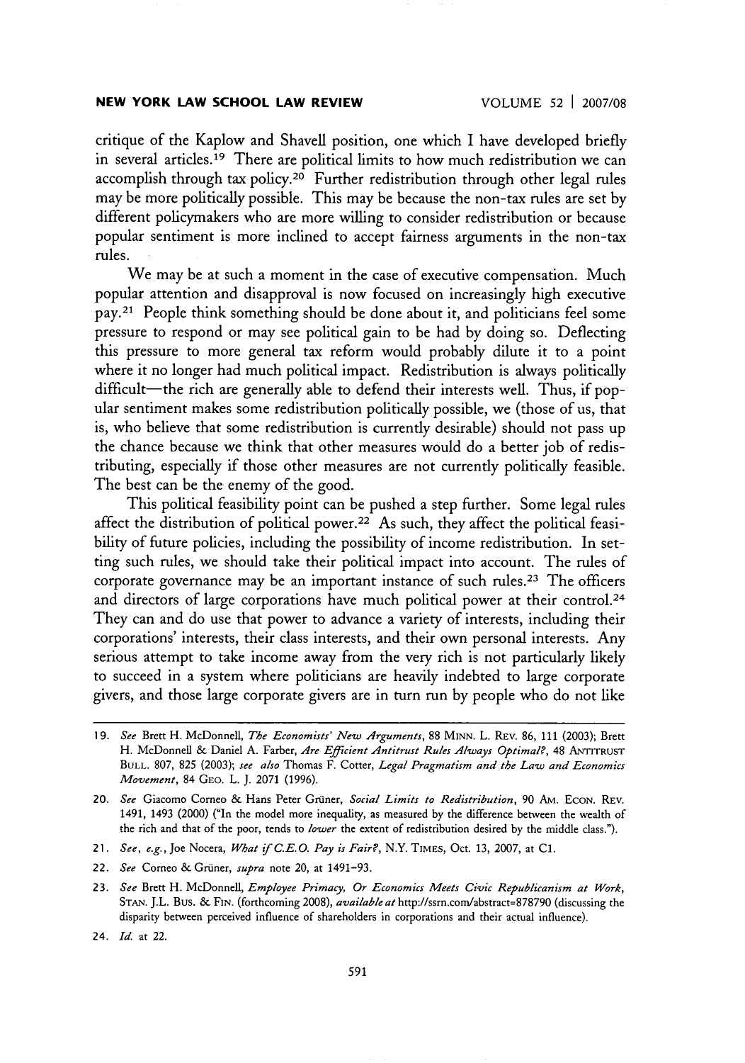critique of the Kaplow and Shavell position, one which I have developed briefly in several articles.[19] There are political limits to how much redistribution we can accomplish through tax policy.[20] Further redistribution through other legal rules may be more politically possible. This may be because the non-tax rules are set by different policymakers who are more willing to consider redistribution or because popular sentiment is more inclined to accept fairness arguments in the non-tax rules.

We may be at such a moment in the case of executive compensation. Much popular attention and disapproval is now focused on increasingly high executive pay.[21] People think something should be done about it, and politicians feel some pressure to respond or may see political gain to be had by doing so. Deflecting this pressure to more general tax reform would probably dilute it to a point where it no longer had much political impact. Redistribution is always politically difficult—the rich are generally able to defend their interests well. Thus, if popular sentiment makes some redistribution politically possible, we (those of us, that is, who believe that some redistribution is currently desirable) should not pass up the chance because we think that other measures would do a better job of redistributing, especially if those other measures are not currently politically feasible. The best can be the enemy of the good.

This political feasibility point can be pushed a step further. Some legal rules affect the distribution of political power.[22] As such, they affect the political feasibility of future policies, including the possibility of income redistribution. In setting such rules, we should take their political impact into account. The rules of corporate governance may be an important instance of such rules.[23] The officers and directors of large corporations have much political power at their control.[24] They can and do use that power to advance a variety of interests, including their corporations' interests, their class interests, and their own personal interests. Any serious attempt to take income away from the very rich is not particularly likely to succeed in a system where politicians are heavily indebted to large corporate givers, and those large corporate givers are in turn run by people who do not like

---

19. *See* Brett H. McDonnell, *The Economists' New Arguments*, 88 MINN. L. REV. 86, 111 (2003); Brett H. McDonnell & Daniel A. Farber, *Are Efficient Antitrust Rules Always Optimal?*, 48 ANTITRUST BULL. 807, 825 (2003); *see also* Thomas F. Cotter, *Legal Pragmatism and the Law and Economics Movement*, 84 GEO. L. J. 2071 (1996).

20. *See* Giacomo Corneo & Hans Peter Grüner, *Social Limits to Redistribution*, 90 AM. ECON. REV. 1491, 1493 (2000) ("In the model more inequality, as measured by the difference between the wealth of the rich and that of the poor, tends to *lower* the extent of redistribution desired by the middle class.").

21. *See, e.g.*, Joe Nocera, *What if C.E.O. Pay is Fair?*, N.Y. TIMES, Oct. 13, 2007, at C1.

22. *See* Corneo & Grüner, *supra* note 20, at 1491–93.

23. *See* Brett H. McDonnell, *Employee Primacy, Or Economics Meets Civic Republicanism at Work*, STAN. J.L. BUS. & FIN. (forthcoming 2008), *available at* http://ssrn.com/abstract=878790 (discussing the disparity between perceived influence of shareholders in corporations and their actual influence).

24. *Id.* at 22.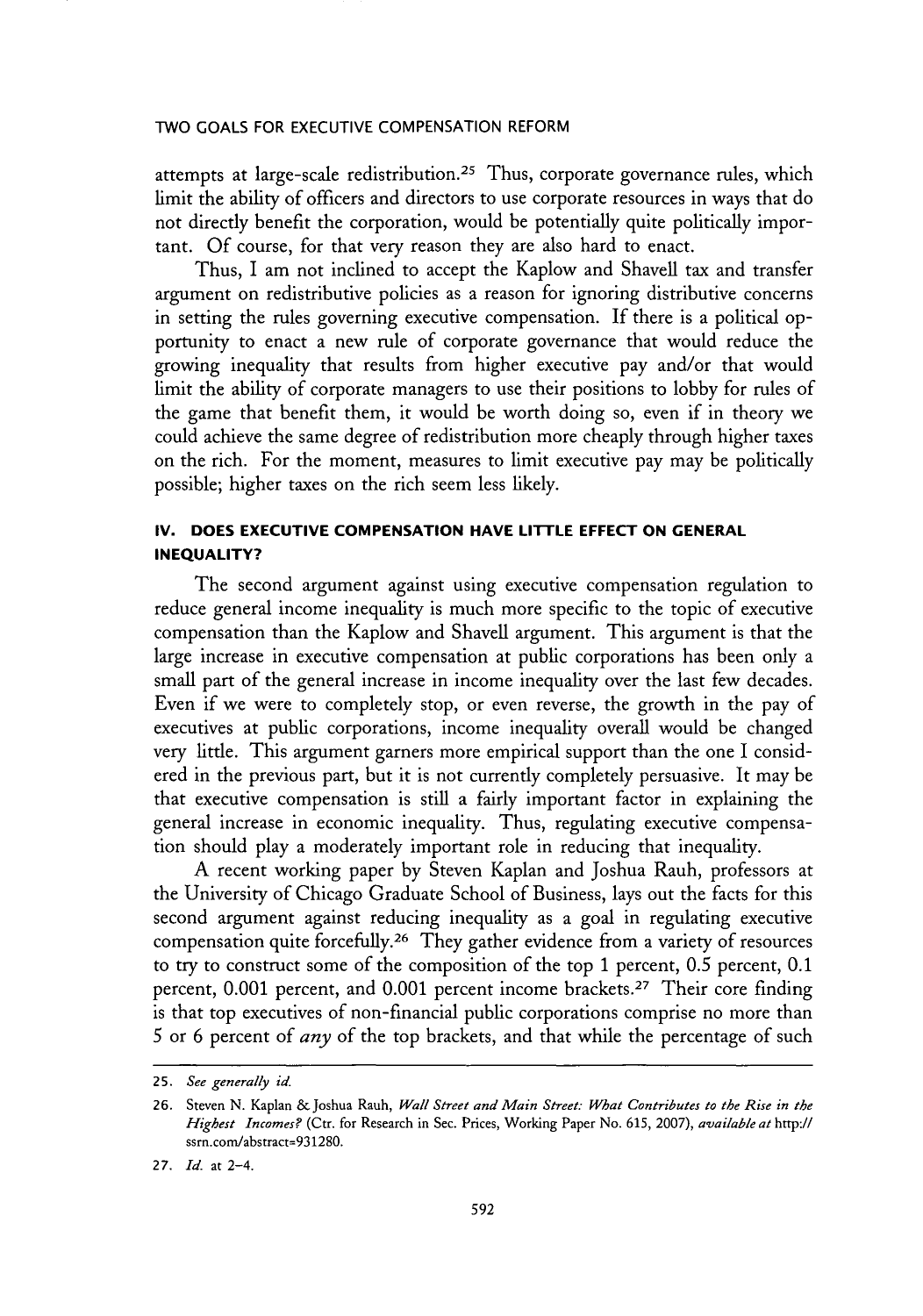attempts at large-scale redistribution.[25] Thus, corporate governance rules, which limit the ability of officers and directors to use corporate resources in ways that do not directly benefit the corporation, would be potentially quite politically important. Of course, for that very reason they are also hard to enact.

Thus, I am not inclined to accept the Kaplow and Shavell tax and transfer argument on redistributive policies as a reason for ignoring distributive concerns in setting the rules governing executive compensation. If there is a political opportunity to enact a new rule of corporate governance that would reduce the growing inequality that results from higher executive pay and/or that would limit the ability of corporate managers to use their positions to lobby for rules of the game that benefit them, it would be worth doing so, even if in theory we could achieve the same degree of redistribution more cheaply through higher taxes on the rich. For the moment, measures to limit executive pay may be politically possible; higher taxes on the rich seem less likely.

## IV. DOES EXECUTIVE COMPENSATION HAVE LITTLE EFFECT ON GENERAL INEQUALITY?

The second argument against using executive compensation regulation to reduce general income inequality is much more specific to the topic of executive compensation than the Kaplow and Shavell argument. This argument is that the large increase in executive compensation at public corporations has been only a small part of the general increase in income inequality over the last few decades. Even if we were to completely stop, or even reverse, the growth in the pay of executives at public corporations, income inequality overall would be changed very little. This argument garners more empirical support than the one I considered in the previous part, but it is not currently completely persuasive. It may be that executive compensation is still a fairly important factor in explaining the general increase in economic inequality. Thus, regulating executive compensation should play a moderately important role in reducing that inequality.

A recent working paper by Steven Kaplan and Joshua Rauh, professors at the University of Chicago Graduate School of Business, lays out the facts for this second argument against reducing inequality as a goal in regulating executive compensation quite forcefully.[26] They gather evidence from a variety of resources to try to construct some of the composition of the top 1 percent, 0.5 percent, 0.1 percent, 0.001 percent, and 0.001 percent income brackets.[27] Their core finding is that top executives of non-financial public corporations comprise no more than 5 or 6 percent of *any* of the top brackets, and that while the percentage of such

---

25. *See generally id.*

26. Steven N. Kaplan & Joshua Rauh, *Wall Street and Main Street: What Contributes to the Rise in the Highest Incomes?* (Ctr. for Research in Sec. Prices, Working Paper No. 615, 2007), *available at* http://ssrn.com/abstract=931280.

27. *Id.* at 2–4.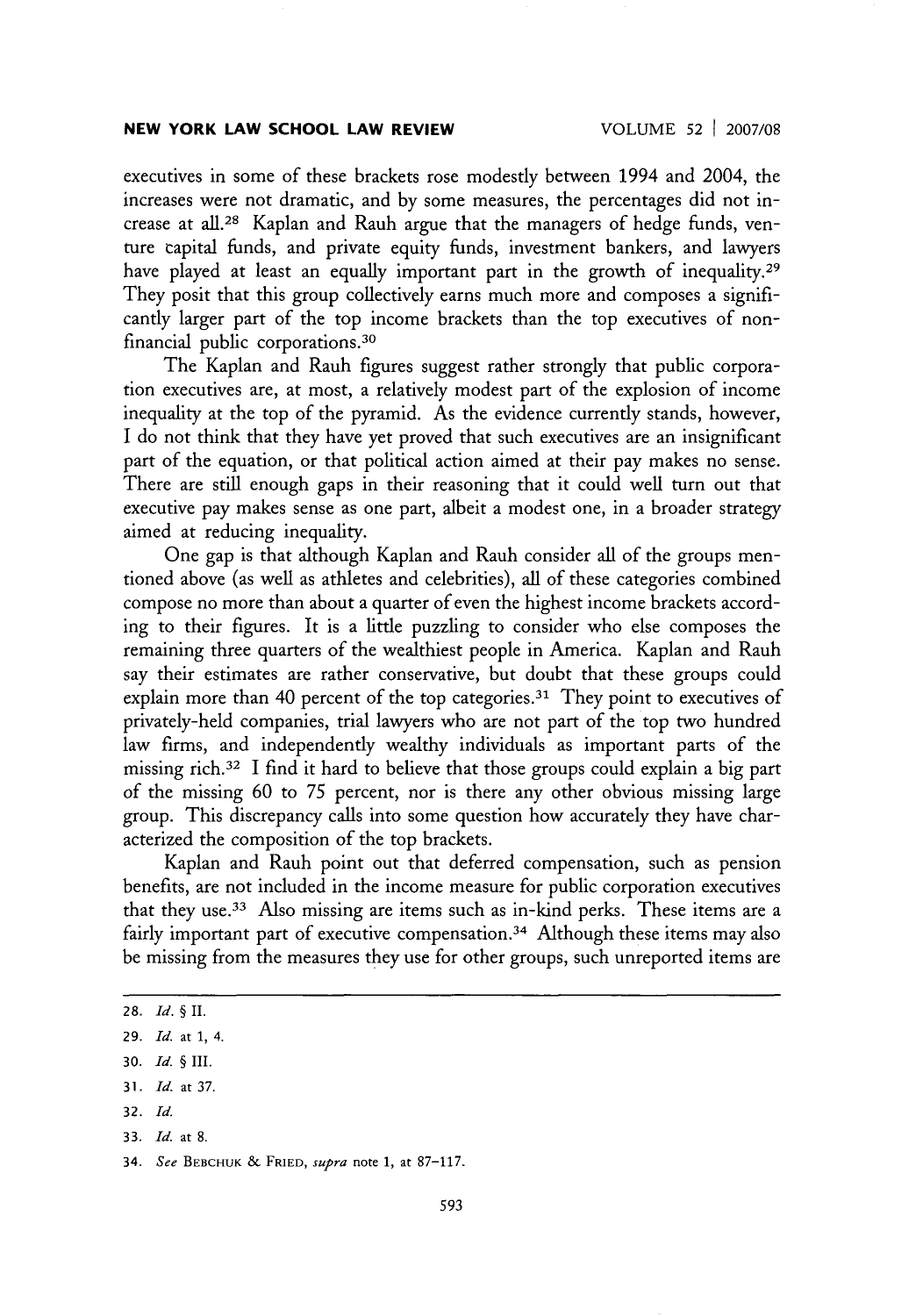executives in some of these brackets rose modestly between 1994 and 2004, the increases were not dramatic, and by some measures, the percentages did not increase at all.[28] Kaplan and Rauh argue that the managers of hedge funds, venture capital funds, and private equity funds, investment bankers, and lawyers have played at least an equally important part in the growth of inequality.[29] They posit that this group collectively earns much more and composes a significantly larger part of the top income brackets than the top executives of nonfinancial public corporations.[30]

The Kaplan and Rauh figures suggest rather strongly that public corporation executives are, at most, a relatively modest part of the explosion of income inequality at the top of the pyramid. As the evidence currently stands, however, I do not think that they have yet proved that such executives are an insignificant part of the equation, or that political action aimed at their pay makes no sense. There are still enough gaps in their reasoning that it could well turn out that executive pay makes sense as one part, albeit a modest one, in a broader strategy aimed at reducing inequality.

One gap is that although Kaplan and Rauh consider all of the groups mentioned above (as well as athletes and celebrities), all of these categories combined compose no more than about a quarter of even the highest income brackets according to their figures. It is a little puzzling to consider who else composes the remaining three quarters of the wealthiest people in America. Kaplan and Rauh say their estimates are rather conservative, but doubt that these groups could explain more than 40 percent of the top categories.[31] They point to executives of privately-held companies, trial lawyers who are not part of the top two hundred law firms, and independently wealthy individuals as important parts of the missing rich.[32] I find it hard to believe that those groups could explain a big part of the missing 60 to 75 percent, nor is there any other obvious missing large group. This discrepancy calls into some question how accurately they have characterized the composition of the top brackets.

Kaplan and Rauh point out that deferred compensation, such as pension benefits, are not included in the income measure for public corporation executives that they use.[33] Also missing are items such as in-kind perks. These items are a fairly important part of executive compensation.[34] Although these items may also be missing from the measures they use for other groups, such unreported items are

---

28. *Id.* § II.

29. *Id.* at 1, 4.

30. *Id.* § III.

31. *Id.* at 37.

32. *Id.*

33. *Id.* at 8.

34. *See* BEBCHUK & FRIED, *supra* note 1, at 87–117.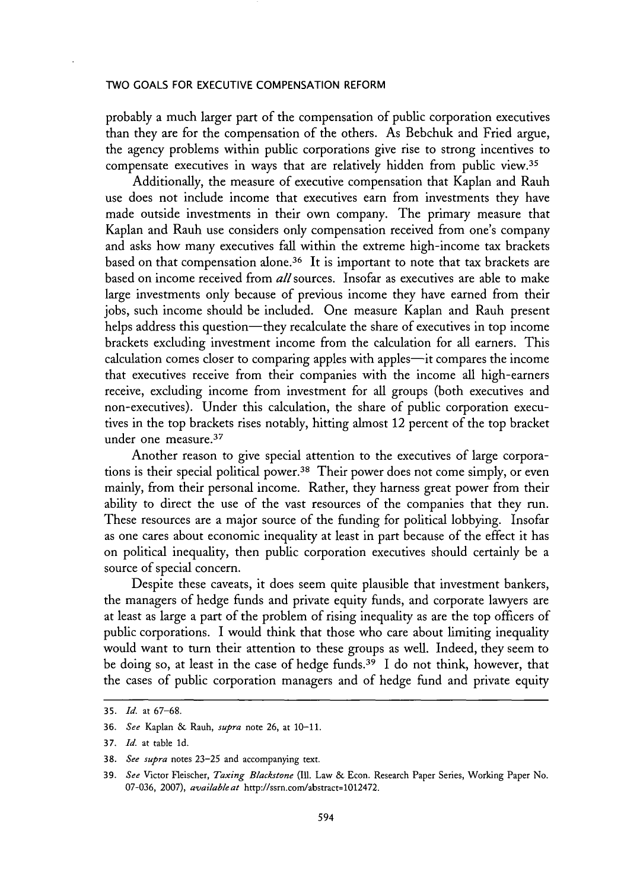probably a much larger part of the compensation of public corporation executives than they are for the compensation of the others. As Bebchuk and Fried argue, the agency problems within public corporations give rise to strong incentives to compensate executives in ways that are relatively hidden from public view.[35]

Additionally, the measure of executive compensation that Kaplan and Rauh use does not include income that executives earn from investments they have made outside investments in their own company. The primary measure that Kaplan and Rauh use considers only compensation received from one's company and asks how many executives fall within the extreme high-income tax brackets based on that compensation alone.[36] It is important to note that tax brackets are based on income received from *all* sources. Insofar as executives are able to make large investments only because of previous income they have earned from their jobs, such income should be included. One measure Kaplan and Rauh present helps address this question—they recalculate the share of executives in top income brackets excluding investment income from the calculation for all earners. This calculation comes closer to comparing apples with apples—it compares the income that executives receive from their companies with the income all high-earners receive, excluding income from investment for all groups (both executives and non-executives). Under this calculation, the share of public corporation executives in the top brackets rises notably, hitting almost 12 percent of the top bracket under one measure.[37]

Another reason to give special attention to the executives of large corporations is their special political power.[38] Their power does not come simply, or even mainly, from their personal income. Rather, they harness great power from their ability to direct the use of the vast resources of the companies that they run. These resources are a major source of the funding for political lobbying. Insofar as one cares about economic inequality at least in part because of the effect it has on political inequality, then public corporation executives should certainly be a source of special concern.

Despite these caveats, it does seem quite plausible that investment bankers, the managers of hedge funds and private equity funds, and corporate lawyers are at least as large a part of the problem of rising inequality as are the top officers of public corporations. I would think that those who care about limiting inequality would want to turn their attention to these groups as well. Indeed, they seem to be doing so, at least in the case of hedge funds.[39] I do not think, however, that the cases of public corporation managers and of hedge fund and private equity

---

35. *Id.* at 67–68.

36. *See* Kaplan & Rauh, *supra* note 26, at 10–11.

37. *Id.* at table 1d.

38. *See supra* notes 23–25 and accompanying text.

39. *See* Victor Fleischer, *Taxing Blackstone* (Ill. Law & Econ. Research Paper Series, Working Paper No. 07-036, 2007), *available at* http://ssrn.com/abstract=1012472.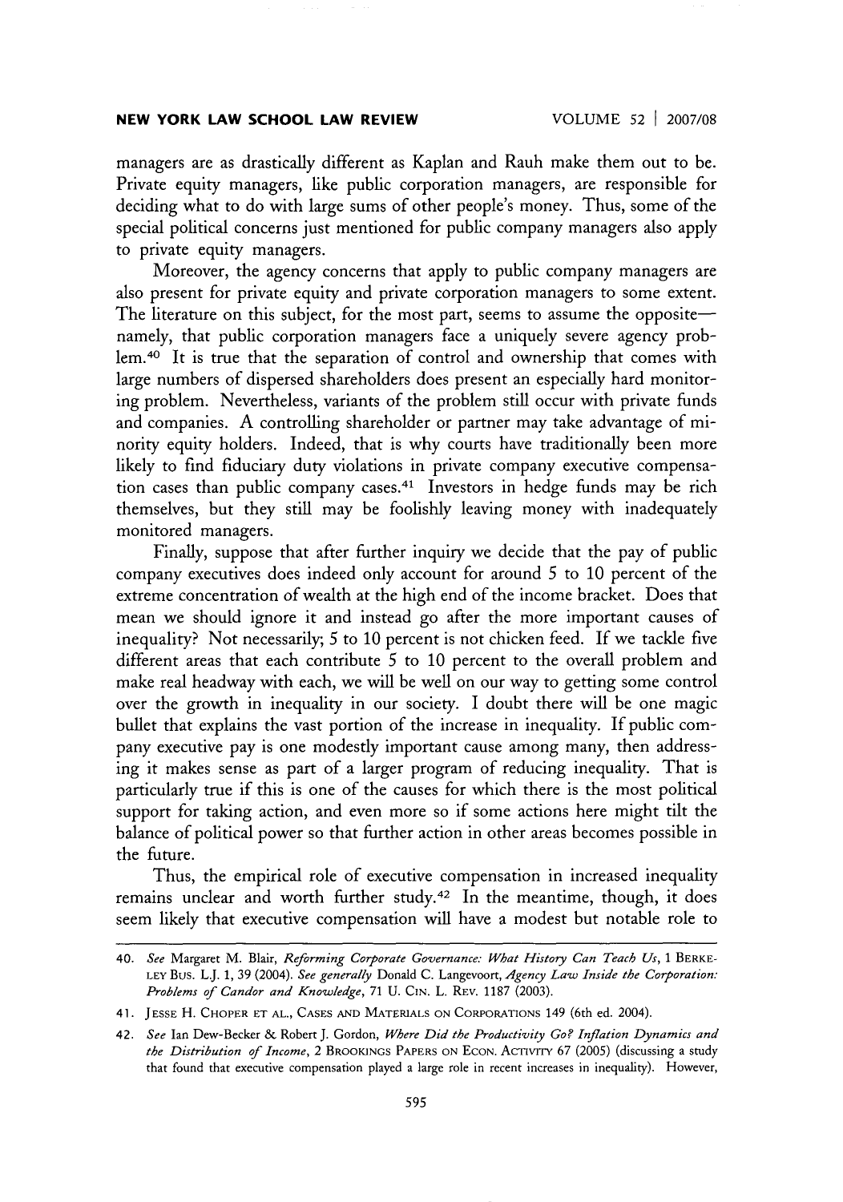managers are as drastically different as Kaplan and Rauh make them out to be. Private equity managers, like public corporation managers, are responsible for deciding what to do with large sums of other people's money. Thus, some of the special political concerns just mentioned for public company managers also apply to private equity managers.

Moreover, the agency concerns that apply to public company managers are also present for private equity and private corporation managers to some extent. The literature on this subject, for the most part, seems to assume the opposite—namely, that public corporation managers face a uniquely severe agency problem.[40] It is true that the separation of control and ownership that comes with large numbers of dispersed shareholders does present an especially hard monitoring problem. Nevertheless, variants of the problem still occur with private funds and companies. A controlling shareholder or partner may take advantage of minority equity holders. Indeed, that is why courts have traditionally been more likely to find fiduciary duty violations in private company executive compensation cases than public company cases.[41] Investors in hedge funds may be rich themselves, but they still may be foolishly leaving money with inadequately monitored managers.

Finally, suppose that after further inquiry we decide that the pay of public company executives does indeed only account for around 5 to 10 percent of the extreme concentration of wealth at the high end of the income bracket. Does that mean we should ignore it and instead go after the more important causes of inequality? Not necessarily; 5 to 10 percent is not chicken feed. If we tackle five different areas that each contribute 5 to 10 percent to the overall problem and make real headway with each, we will be well on our way to getting some control over the growth in inequality in our society. I doubt there will be one magic bullet that explains the vast portion of the increase in inequality. If public company executive pay is one modestly important cause among many, then addressing it makes sense as part of a larger program of reducing inequality. That is particularly true if this is one of the causes for which there is the most political support for taking action, and even more so if some actions here might tilt the balance of political power so that further action in other areas becomes possible in the future.

Thus, the empirical role of executive compensation in increased inequality remains unclear and worth further study.[42] In the meantime, though, it does seem likely that executive compensation will have a modest but notable role to

---

40. *See* Margaret M. Blair, *Reforming Corporate Governance: What History Can Teach Us*, 1 BERKELEY BUS. L.J. 1, 39 (2004). *See generally* Donald C. Langevoort, *Agency Law Inside the Corporation: Problems of Candor and Knowledge*, 71 U. CIN. L. REV. 1187 (2003).

41. JESSE H. CHOPER ET AL., CASES AND MATERIALS ON CORPORATIONS 149 (6th ed. 2004).

42. *See* Ian Dew-Becker & Robert J. Gordon, *Where Did the Productivity Go? Inflation Dynamics and the Distribution of Income*, 2 BROOKINGS PAPERS ON ECON. ACTIVITY 67 (2005) (discussing a study that found that executive compensation played a large role in recent increases in inequality). However,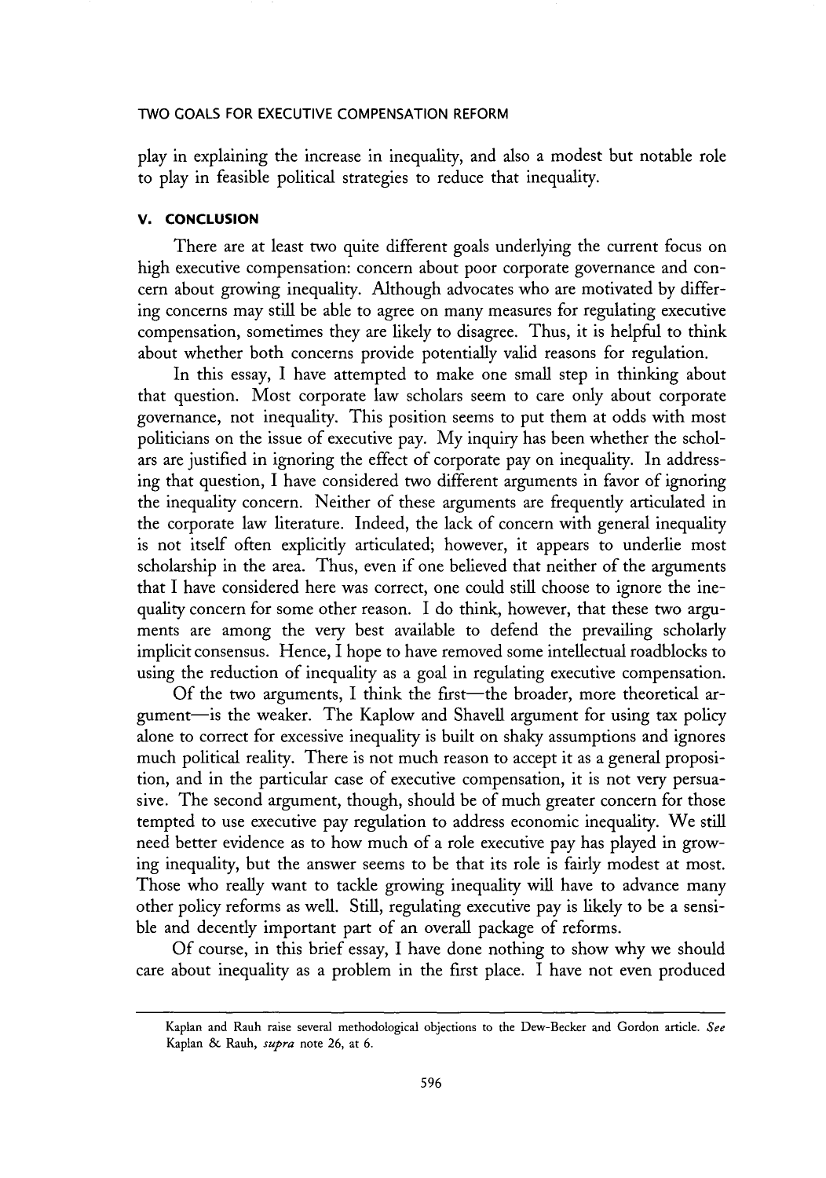play in explaining the increase in inequality, and also a modest but notable role to play in feasible political strategies to reduce that inequality.

## V. CONCLUSION

There are at least two quite different goals underlying the current focus on high executive compensation: concern about poor corporate governance and concern about growing inequality. Although advocates who are motivated by differing concerns may still be able to agree on many measures for regulating executive compensation, sometimes they are likely to disagree. Thus, it is helpful to think about whether both concerns provide potentially valid reasons for regulation.

In this essay, I have attempted to make one small step in thinking about that question. Most corporate law scholars seem to care only about corporate governance, not inequality. This position seems to put them at odds with most politicians on the issue of executive pay. My inquiry has been whether the scholars are justified in ignoring the effect of corporate pay on inequality. In addressing that question, I have considered two different arguments in favor of ignoring the inequality concern. Neither of these arguments are frequently articulated in the corporate law literature. Indeed, the lack of concern with general inequality is not itself often explicitly articulated; however, it appears to underlie most scholarship in the area. Thus, even if one believed that neither of the arguments that I have considered here was correct, one could still choose to ignore the inequality concern for some other reason. I do think, however, that these two arguments are among the very best available to defend the prevailing scholarly implicit consensus. Hence, I hope to have removed some intellectual roadblocks to using the reduction of inequality as a goal in regulating executive compensation.

Of the two arguments, I think the first—the broader, more theoretical argument—is the weaker. The Kaplow and Shavell argument for using tax policy alone to correct for excessive inequality is built on shaky assumptions and ignores much political reality. There is not much reason to accept it as a general proposition, and in the particular case of executive compensation, it is not very persuasive. The second argument, though, should be of much greater concern for those tempted to use executive pay regulation to address economic inequality. We still need better evidence as to how much of a role executive pay has played in growing inequality, but the answer seems to be that its role is fairly modest at most. Those who really want to tackle growing inequality will have to advance many other policy reforms as well. Still, regulating executive pay is likely to be a sensible and decently important part of an overall package of reforms.

Of course, in this brief essay, I have done nothing to show why we should care about inequality as a problem in the first place. I have not even produced

---

Kaplan and Rauh raise several methodological objections to the Dew-Becker and Gordon article. *See* Kaplan & Rauh, *supra* note 26, at 6.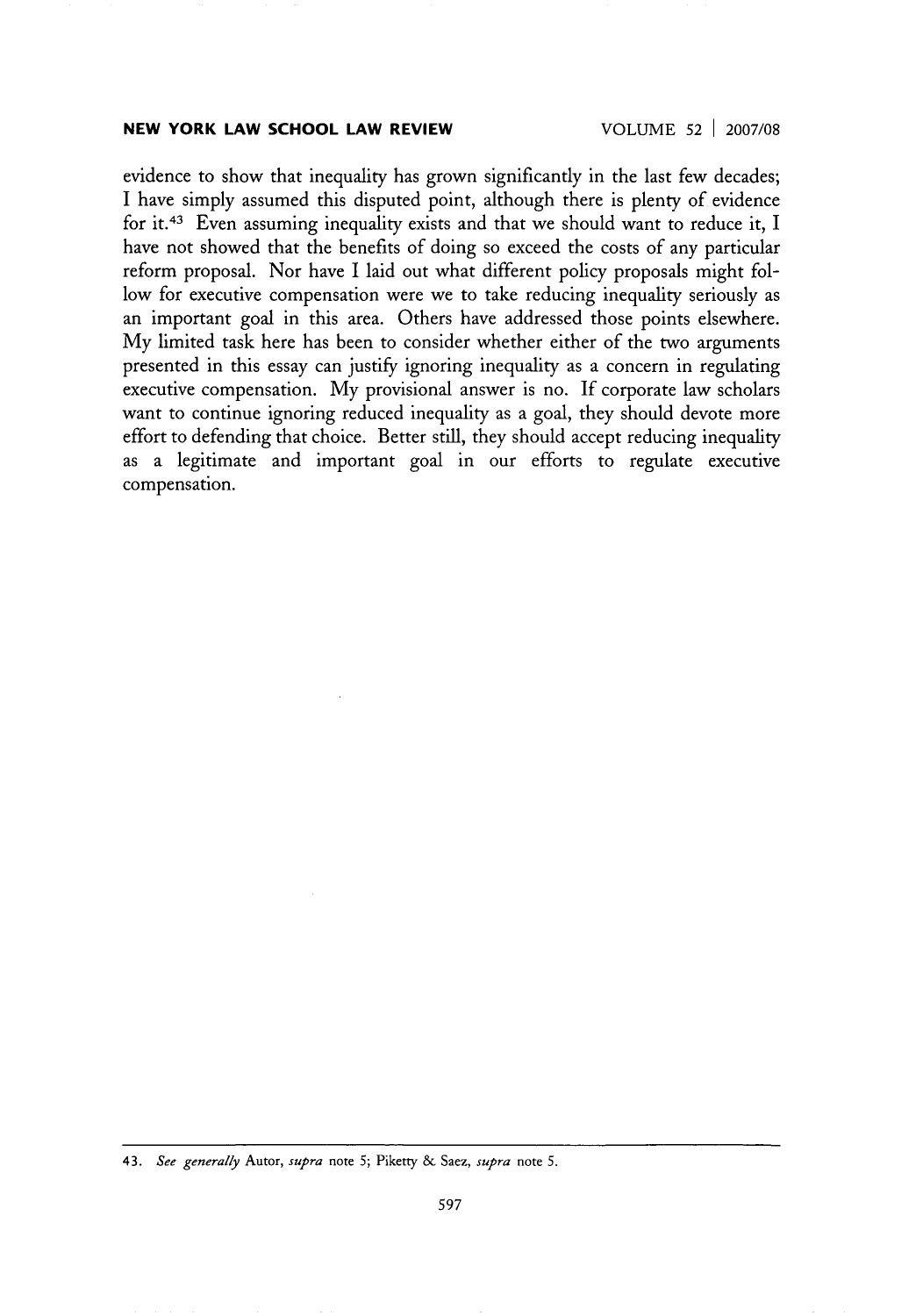evidence to show that inequality has grown significantly in the last few decades; I have simply assumed this disputed point, although there is plenty of evidence for it.[43] Even assuming inequality exists and that we should want to reduce it, I have not showed that the benefits of doing so exceed the costs of any particular reform proposal. Nor have I laid out what different policy proposals might follow for executive compensation were we to take reducing inequality seriously as an important goal in this area. Others have addressed those points elsewhere. My limited task here has been to consider whether either of the two arguments presented in this essay can justify ignoring inequality as a concern in regulating executive compensation. My provisional answer is no. If corporate law scholars want to continue ignoring reduced inequality as a goal, they should devote more effort to defending that choice. Better still, they should accept reducing inequality as a legitimate and important goal in our efforts to regulate executive compensation.

---

43. *See generally* Autor, *supra* note 5; Piketty & Saez, *supra* note 5.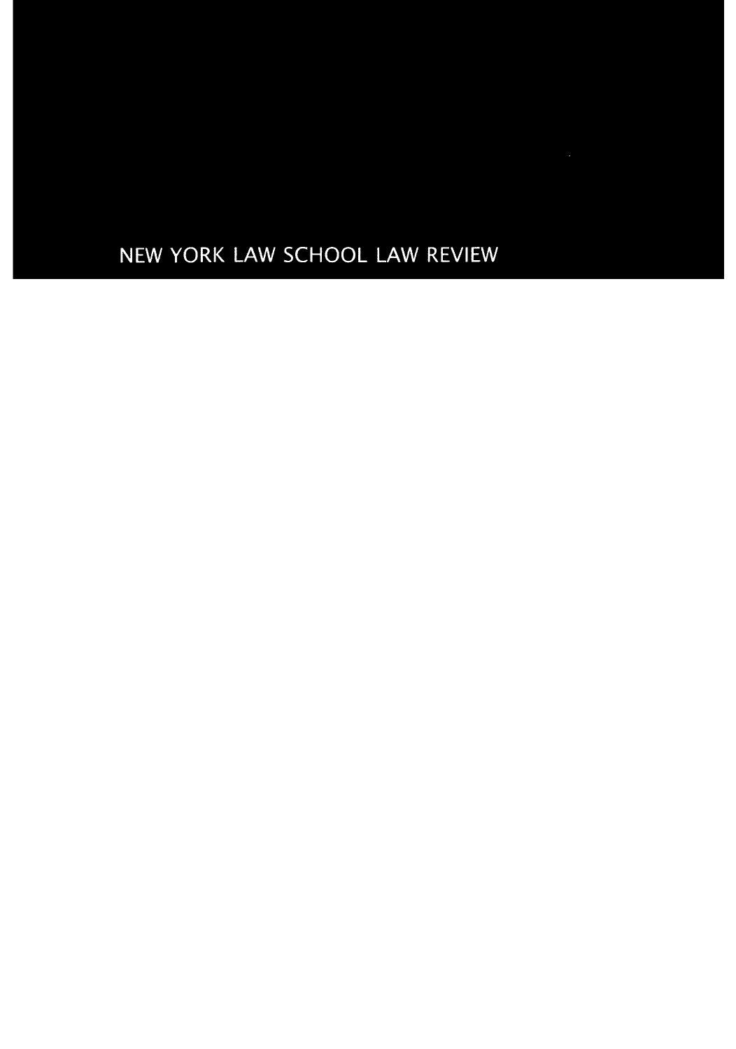NEW YORK LAW SCHOOL LAW REVIEW